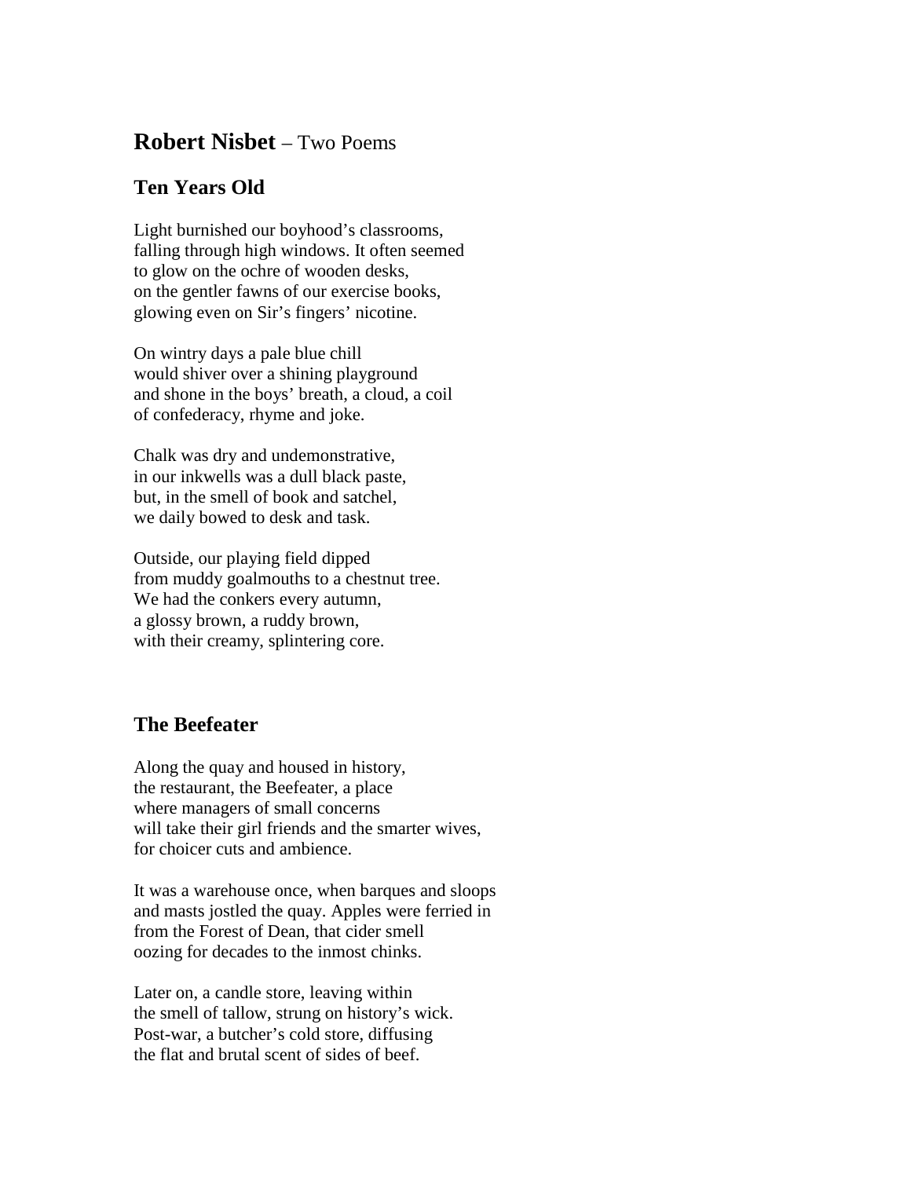## **Robert Nisbet** – Two Poems

### Ten Years Old

Light burnished our boyhood's classrooms,  
falling through high windows. It often seemed  
to glow on the ochre of wooden desks,  
on the gentler fawns of our exercise books,  
glowing even on Sir's fingers' nicotine.

On wintry days a pale blue chill  
would shiver over a shining playground  
and shone in the boys' breath, a cloud, a coil  
of confederacy, rhyme and joke.

Chalk was dry and undemonstrative,  
in our inkwells was a dull black paste,  
but, in the smell of book and satchel,  
we daily bowed to desk and task.

Outside, our playing field dipped  
from muddy goalmouths to a chestnut tree.  
We had the conkers every autumn,  
a glossy brown, a ruddy brown,  
with their creamy, splintering core.

### The Beefeater

Along the quay and housed in history,  
the restaurant, the Beefeater, a place  
where managers of small concerns  
will take their girl friends and the smarter wives,  
for choicer cuts and ambience.

It was a warehouse once, when barques and sloops  
and masts jostled the quay. Apples were ferried in  
from the Forest of Dean, that cider smell  
oozing for decades to the inmost chinks.

Later on, a candle store, leaving within  
the smell of tallow, strung on history's wick.  
Post-war, a butcher's cold store, diffusing  
the flat and brutal scent of sides of beef.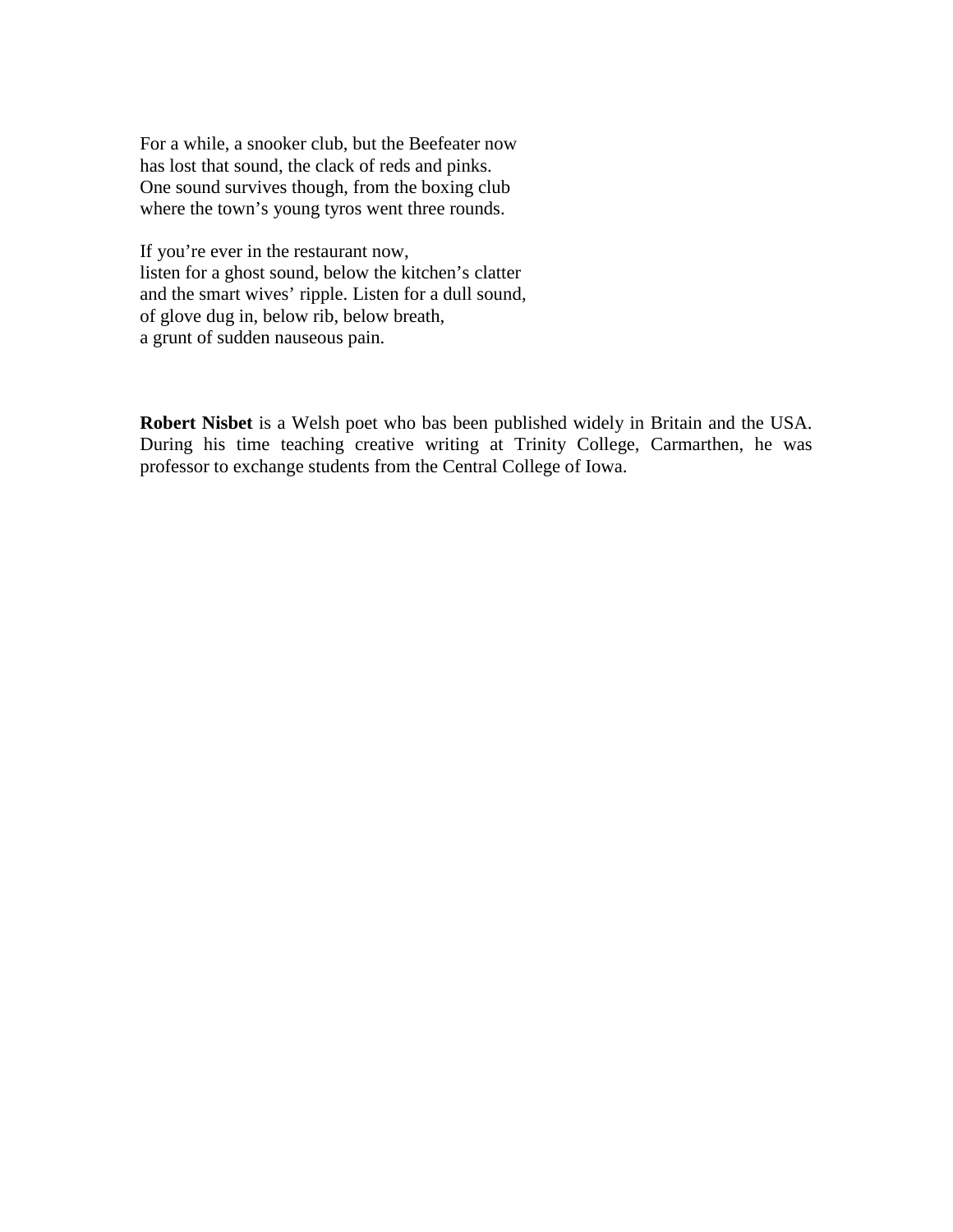For a while, a snooker club, but the Beefeater now  
has lost that sound, the clack of reds and pinks.  
One sound survives though, from the boxing club  
where the town's young tyros went three rounds.

If you're ever in the restaurant now,  
listen for a ghost sound, below the kitchen's clatter  
and the smart wives' ripple. Listen for a dull sound,  
of glove dug in, below rib, below breath,  
a grunt of sudden nauseous pain.

**Robert Nisbet** is a Welsh poet who bas been published widely in Britain and the USA. During his time teaching creative writing at Trinity College, Carmarthen, he was professor to exchange students from the Central College of Iowa.